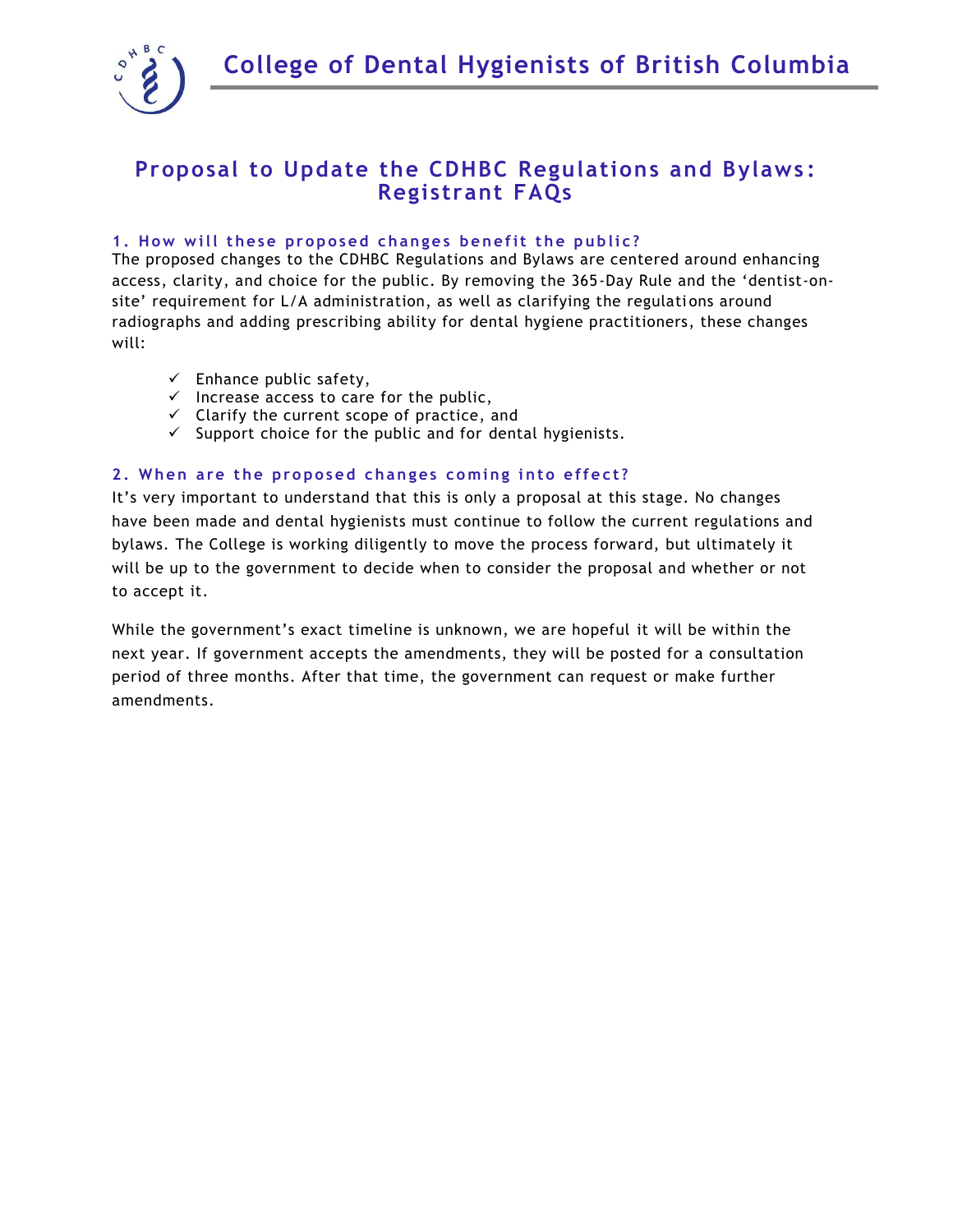# College of Dental Hygienists of British Columbia

## Proposal to Update the CDHBC Regulations and Bylaws: Registrant FAQs

### 1. How will these proposed changes benefit the public?

The proposed changes to the CDHBC Regulations and Bylaws are centered around enhancing access, clarity, and choice for the public. By removing the 365-Day Rule and the 'dentist-on-site' requirement for L/A administration, as well as clarifying the regulations around radiographs and adding prescribing ability for dental hygiene practitioners, these changes will:

- ✓ Enhance public safety,
- ✓ Increase access to care for the public,
- ✓ Clarify the current scope of practice, and
- ✓ Support choice for the public and for dental hygienists.

### 2. When are the proposed changes coming into effect?

It's very important to understand that this is only a proposal at this stage. No changes have been made and dental hygienists must continue to follow the current regulations and bylaws. The College is working diligently to move the process forward, but ultimately it will be up to the government to decide when to consider the proposal and whether or not to accept it.

While the government's exact timeline is unknown, we are hopeful it will be within the next year. If government accepts the amendments, they will be posted for a consultation period of three months. After that time, the government can request or make further amendments.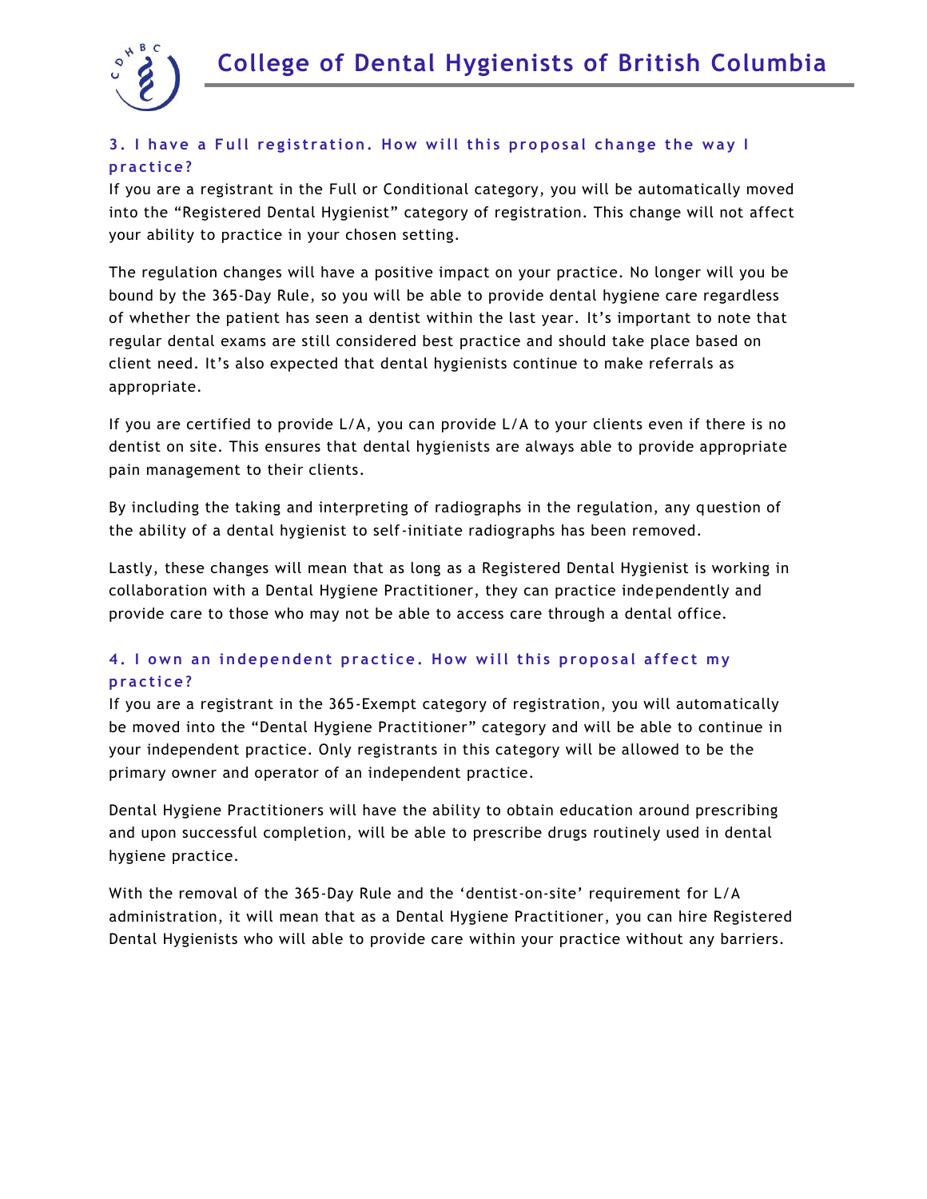### 3. I have a Full registration. How will this proposal change the way I practice?

If you are a registrant in the Full or Conditional category, you will be automatically moved into the "Registered Dental Hygienist" category of registration. This change will not affect your ability to practice in your chosen setting.

The regulation changes will have a positive impact on your practice. No longer will you be bound by the 365-Day Rule, so you will be able to provide dental hygiene care regardless of whether the patient has seen a dentist within the last year. It's important to note that regular dental exams are still considered best practice and should take place based on client need. It's also expected that dental hygienists continue to make referrals as appropriate.

If you are certified to provide L/A, you can provide L/A to your clients even if there is no dentist on site. This ensures that dental hygienists are always able to provide appropriate pain management to their clients.

By including the taking and interpreting of radiographs in the regulation, any question of the ability of a dental hygienist to self-initiate radiographs has been removed.

Lastly, these changes will mean that as long as a Registered Dental Hygienist is working in collaboration with a Dental Hygiene Practitioner, they can practice independently and provide care to those who may not be able to access care through a dental office.

### 4. I own an independent practice. How will this proposal affect my practice?

If you are a registrant in the 365-Exempt category of registration, you will automatically be moved into the "Dental Hygiene Practitioner" category and will be able to continue in your independent practice. Only registrants in this category will be allowed to be the primary owner and operator of an independent practice.

Dental Hygiene Practitioners will have the ability to obtain education around prescribing and upon successful completion, will be able to prescribe drugs routinely used in dental hygiene practice.

With the removal of the 365-Day Rule and the 'dentist-on-site' requirement for L/A administration, it will mean that as a Dental Hygiene Practitioner, you can hire Registered Dental Hygienists who will able to provide care within your practice without any barriers.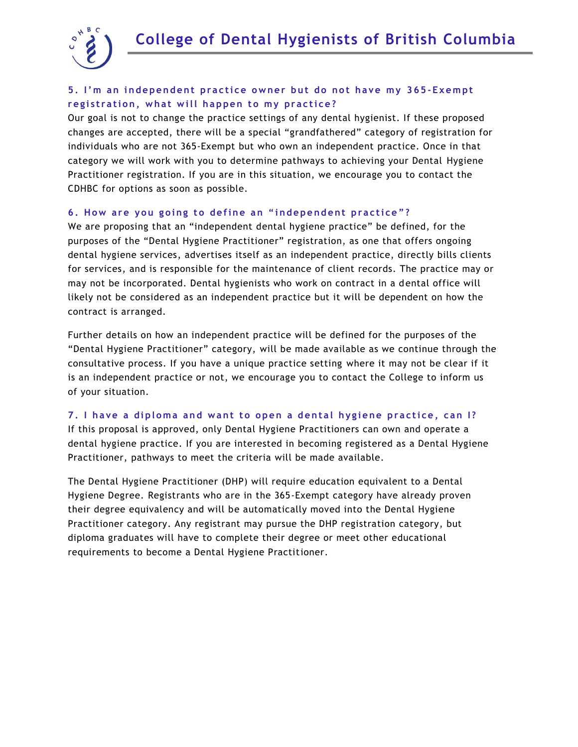### 5. I'm an independent practice owner but do not have my 365-Exempt registration, what will happen to my practice?

Our goal is not to change the practice settings of any dental hygienist. If these proposed changes are accepted, there will be a special "grandfathered" category of registration for individuals who are not 365-Exempt but who own an independent practice. Once in that category we will work with you to determine pathways to achieving your Dental Hygiene Practitioner registration. If you are in this situation, we encourage you to contact the CDHBC for options as soon as possible.

### 6. How are you going to define an "independent practice"?

We are proposing that an "independent dental hygiene practice" be defined, for the purposes of the "Dental Hygiene Practitioner" registration, as one that offers ongoing dental hygiene services, advertises itself as an independent practice, directly bills clients for services, and is responsible for the maintenance of client records. The practice may or may not be incorporated. Dental hygienists who work on contract in a dental office will likely not be considered as an independent practice but it will be dependent on how the contract is arranged.

Further details on how an independent practice will be defined for the purposes of the "Dental Hygiene Practitioner" category, will be made available as we continue through the consultative process. If you have a unique practice setting where it may not be clear if it is an independent practice or not, we encourage you to contact the College to inform us of your situation.

### 7. I have a diploma and want to open a dental hygiene practice, can I?

If this proposal is approved, only Dental Hygiene Practitioners can own and operate a dental hygiene practice. If you are interested in becoming registered as a Dental Hygiene Practitioner, pathways to meet the criteria will be made available.

The Dental Hygiene Practitioner (DHP) will require education equivalent to a Dental Hygiene Degree. Registrants who are in the 365-Exempt category have already proven their degree equivalency and will be automatically moved into the Dental Hygiene Practitioner category. Any registrant may pursue the DHP registration category, but diploma graduates will have to complete their degree or meet other educational requirements to become a Dental Hygiene Practitioner.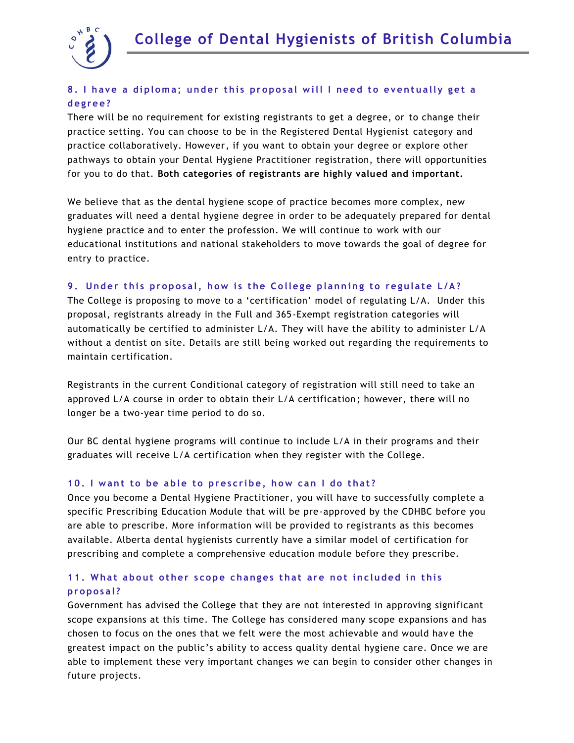### 8. I have a diploma; under this proposal will I need to eventually get a degree?

There will be no requirement for existing registrants to get a degree, or to change their practice setting. You can choose to be in the Registered Dental Hygienist category and practice collaboratively. However, if you want to obtain your degree or explore other pathways to obtain your Dental Hygiene Practitioner registration, there will opportunities for you to do that. **Both categories of registrants are highly valued and important.**

We believe that as the dental hygiene scope of practice becomes more complex, new graduates will need a dental hygiene degree in order to be adequately prepared for dental hygiene practice and to enter the profession. We will continue to work with our educational institutions and national stakeholders to move towards the goal of degree for entry to practice.

### 9. Under this proposal, how is the College planning to regulate L/A?

The College is proposing to move to a 'certification' model of regulating L/A. Under this proposal, registrants already in the Full and 365-Exempt registration categories will automatically be certified to administer L/A. They will have the ability to administer L/A without a dentist on site. Details are still being worked out regarding the requirements to maintain certification.

Registrants in the current Conditional category of registration will still need to take an approved L/A course in order to obtain their L/A certification; however, there will no longer be a two-year time period to do so.

Our BC dental hygiene programs will continue to include L/A in their programs and their graduates will receive L/A certification when they register with the College.

### 10. I want to be able to prescribe, how can I do that?

Once you become a Dental Hygiene Practitioner, you will have to successfully complete a specific Prescribing Education Module that will be pre-approved by the CDHBC before you are able to prescribe. More information will be provided to registrants as this becomes available. Alberta dental hygienists currently have a similar model of certification for prescribing and complete a comprehensive education module before they prescribe.

### 11. What about other scope changes that are not included in this proposal?

Government has advised the College that they are not interested in approving significant scope expansions at this time. The College has considered many scope expansions and has chosen to focus on the ones that we felt were the most achievable and would have the greatest impact on the public's ability to access quality dental hygiene care. Once we are able to implement these very important changes we can begin to consider other changes in future projects.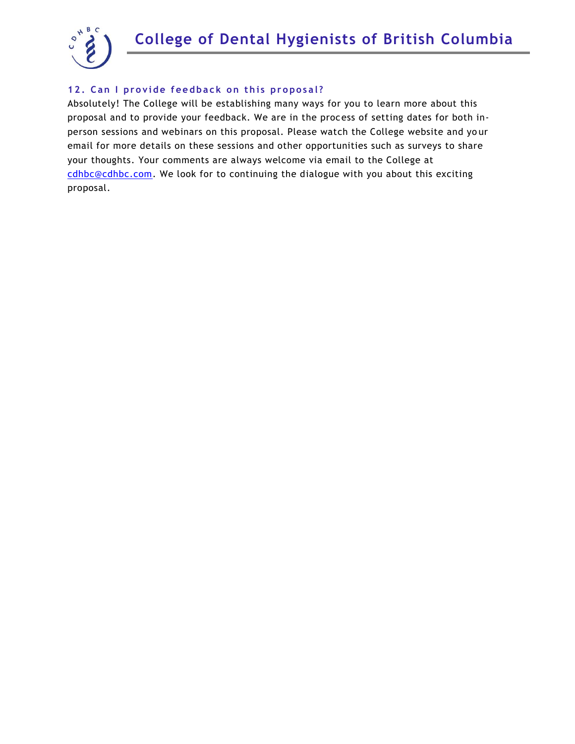### 12. Can I provide feedback on this proposal?

Absolutely! The College will be establishing many ways for you to learn more about this proposal and to provide your feedback. We are in the process of setting dates for both in-person sessions and webinars on this proposal. Please watch the College website and your email for more details on these sessions and other opportunities such as surveys to share your thoughts. Your comments are always welcome via email to the College at cdhbc@cdhbc.com. We look for to continuing the dialogue with you about this exciting proposal.